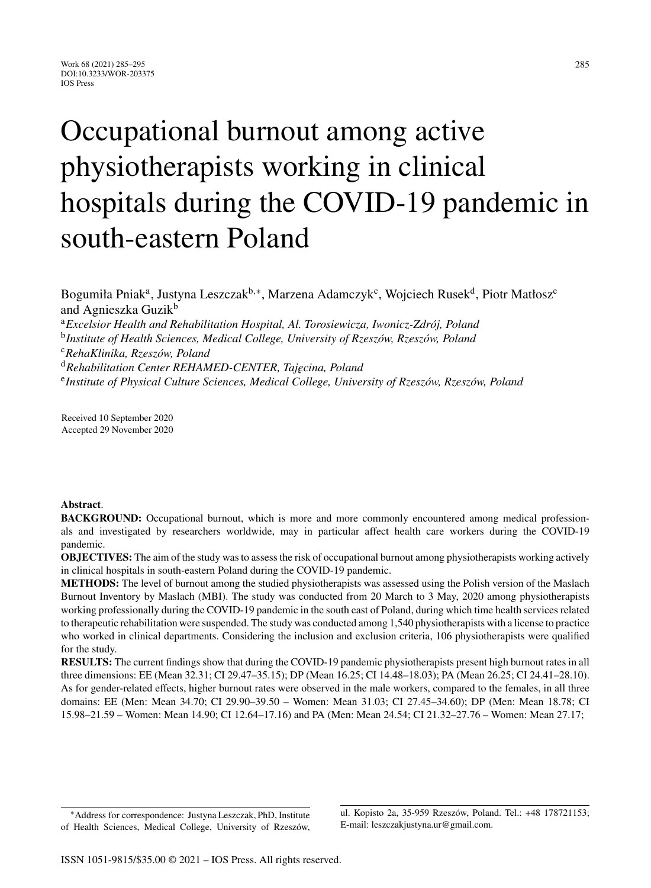# Occupational burnout among active physiotherapists working in clinical hospitals during the COVID-19 pandemic in south-eastern Poland

Bogumiła Pniak[a], Justyna Leszczak[b,*], Marzena Adamczyk[c], Wojciech Rusek[d], Piotr Matłosz[e] and Agnieszka Guzik[b]

[a]*Excelsior Health and Rehabilitation Hospital, Al. Torosiewicza, Iwonicz-Zdrój, Poland*

[b]*Institute of Health Sciences, Medical College, University of Rzeszów, Rzeszów, Poland*

[c]*RehaKlinika, Rzeszów, Poland*

[d]*Rehabilitation Center REHAMED-CENTER, Tajęcina, Poland*

[e]*Institute of Physical Culture Sciences, Medical College, University of Rzeszów, Rzeszów, Poland*

Received 10 September 2020
Accepted 29 November 2020

**Abstract**.

**BACKGROUND:** Occupational burnout, which is more and more commonly encountered among medical professionals and investigated by researchers worldwide, may in particular affect health care workers during the COVID-19 pandemic.

**OBJECTIVES:** The aim of the study was to assess the risk of occupational burnout among physiotherapists working actively in clinical hospitals in south-eastern Poland during the COVID-19 pandemic.

**METHODS:** The level of burnout among the studied physiotherapists was assessed using the Polish version of the Maslach Burnout Inventory by Maslach (MBI). The study was conducted from 20 March to 3 May, 2020 among physiotherapists working professionally during the COVID-19 pandemic in the south east of Poland, during which time health services related to therapeutic rehabilitation were suspended. The study was conducted among 1,540 physiotherapists with a license to practice who worked in clinical departments. Considering the inclusion and exclusion criteria, 106 physiotherapists were qualified for the study.

**RESULTS:** The current findings show that during the COVID-19 pandemic physiotherapists present high burnout rates in all three dimensions: EE (Mean 32.31; CI 29.47–35.15); DP (Mean 16.25; CI 14.48–18.03); PA (Mean 26.25; CI 24.41–28.10). As for gender-related effects, higher burnout rates were observed in the male workers, compared to the females, in all three domains: EE (Men: Mean 34.70; CI 29.90–39.50 – Women: Mean 31.03; CI 27.45–34.60); DP (Men: Mean 18.78; CI 15.98–21.59 – Women: Mean 14.90; CI 12.64–17.16) and PA (Men: Mean 24.54; CI 21.32–27.76 – Women: Mean 27.17;

*Address for correspondence: Justyna Leszczak, PhD, Institute of Health Sciences, Medical College, University of Rzeszów, ul. Kopisto 2a, 35-959 Rzeszów, Poland. Tel.: +48 178721153; E-mail: leszczakjustyna.ur@gmail.com.

ISSN 1051-9815/$35.00 © 2021 – IOS Press. All rights reserved.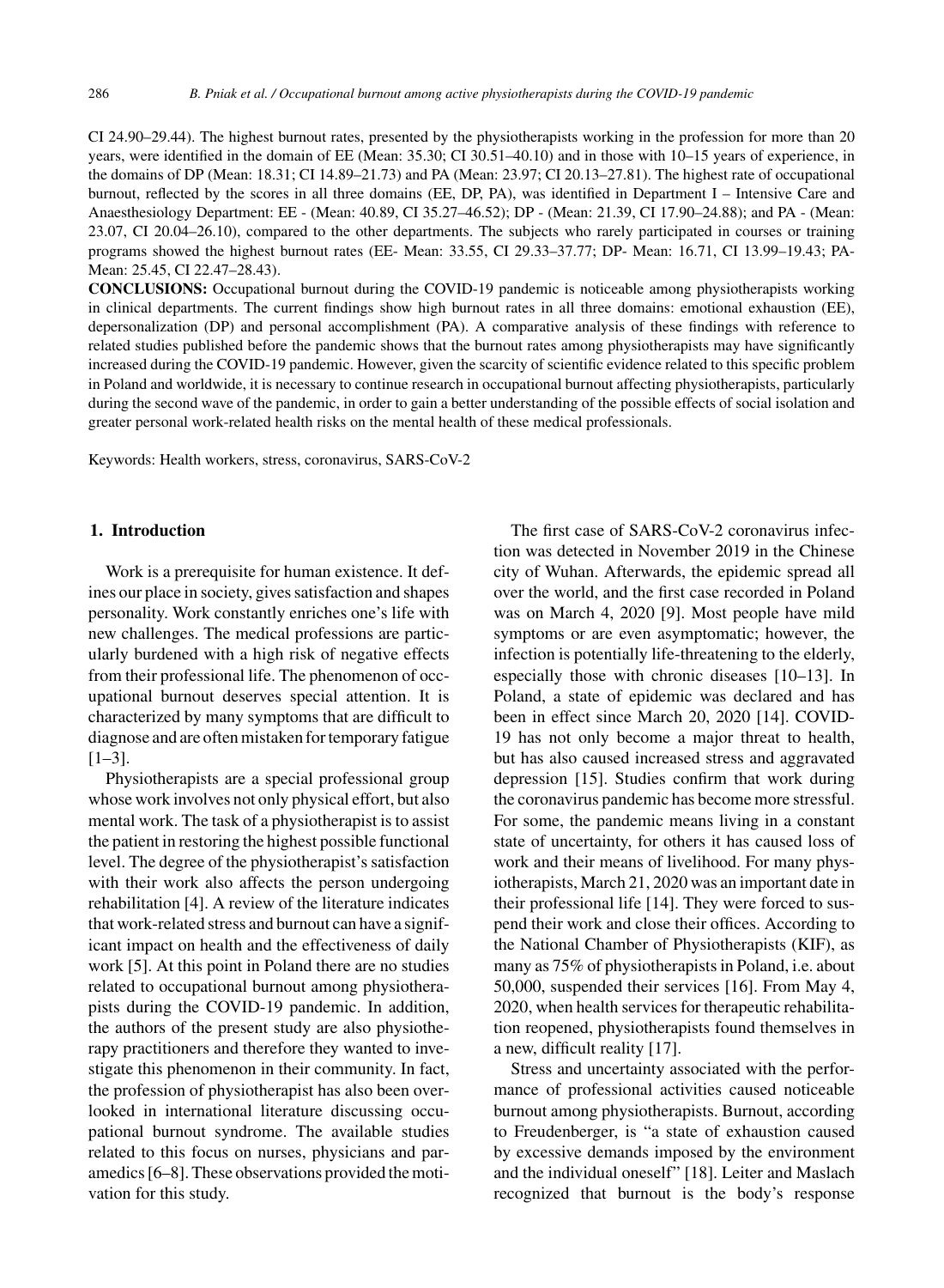CI 24.90–29.44). The highest burnout rates, presented by the physiotherapists working in the profession for more than 20 years, were identified in the domain of EE (Mean: 35.30; CI 30.51–40.10) and in those with 10–15 years of experience, in the domains of DP (Mean: 18.31; CI 14.89–21.73) and PA (Mean: 23.97; CI 20.13–27.81). The highest rate of occupational burnout, reflected by the scores in all three domains (EE, DP, PA), was identified in Department I – Intensive Care and Anaesthesiology Department: EE - (Mean: 40.89, CI 35.27–46.52); DP - (Mean: 21.39, CI 17.90–24.88); and PA - (Mean: 23.07, CI 20.04–26.10), compared to the other departments. The subjects who rarely participated in courses or training programs showed the highest burnout rates (EE- Mean: 33.55, CI 29.33–37.77; DP- Mean: 16.71, CI 13.99–19.43; PA- Mean: 25.45, CI 22.47–28.43).

**CONCLUSIONS:** Occupational burnout during the COVID-19 pandemic is noticeable among physiotherapists working in clinical departments. The current findings show high burnout rates in all three domains: emotional exhaustion (EE), depersonalization (DP) and personal accomplishment (PA). A comparative analysis of these findings with reference to related studies published before the pandemic shows that the burnout rates among physiotherapists may have significantly increased during the COVID-19 pandemic. However, given the scarcity of scientific evidence related to this specific problem in Poland and worldwide, it is necessary to continue research in occupational burnout affecting physiotherapists, particularly during the second wave of the pandemic, in order to gain a better understanding of the possible effects of social isolation and greater personal work-related health risks on the mental health of these medical professionals.

Keywords: Health workers, stress, coronavirus, SARS-CoV-2

## 1. Introduction

Work is a prerequisite for human existence. It defines our place in society, gives satisfaction and shapes personality. Work constantly enriches one's life with new challenges. The medical professions are particularly burdened with a high risk of negative effects from their professional life. The phenomenon of occupational burnout deserves special attention. It is characterized by many symptoms that are difficult to diagnose and are often mistaken for temporary fatigue [1–3].

Physiotherapists are a special professional group whose work involves not only physical effort, but also mental work. The task of a physiotherapist is to assist the patient in restoring the highest possible functional level. The degree of the physiotherapist's satisfaction with their work also affects the person undergoing rehabilitation [4]. A review of the literature indicates that work-related stress and burnout can have a significant impact on health and the effectiveness of daily work [5]. At this point in Poland there are no studies related to occupational burnout among physiotherapists during the COVID-19 pandemic. In addition, the authors of the present study are also physiotherapy practitioners and therefore they wanted to investigate this phenomenon in their community. In fact, the profession of physiotherapist has also been overlooked in international literature discussing occupational burnout syndrome. The available studies related to this focus on nurses, physicians and paramedics [6–8]. These observations provided the motivation for this study.

The first case of SARS-CoV-2 coronavirus infection was detected in November 2019 in the Chinese city of Wuhan. Afterwards, the epidemic spread all over the world, and the first case recorded in Poland was on March 4, 2020 [9]. Most people have mild symptoms or are even asymptomatic; however, the infection is potentially life-threatening to the elderly, especially those with chronic diseases [10–13]. In Poland, a state of epidemic was declared and has been in effect since March 20, 2020 [14]. COVID-19 has not only become a major threat to health, but has also caused increased stress and aggravated depression [15]. Studies confirm that work during the coronavirus pandemic has become more stressful. For some, the pandemic means living in a constant state of uncertainty, for others it has caused loss of work and their means of livelihood. For many physiotherapists, March 21, 2020 was an important date in their professional life [14]. They were forced to suspend their work and close their offices. According to the National Chamber of Physiotherapists (KIF), as many as 75% of physiotherapists in Poland, i.e. about 50,000, suspended their services [16]. From May 4, 2020, when health services for therapeutic rehabilitation reopened, physiotherapists found themselves in a new, difficult reality [17].

Stress and uncertainty associated with the performance of professional activities caused noticeable burnout among physiotherapists. Burnout, according to Freudenberger, is "a state of exhaustion caused by excessive demands imposed by the environment and the individual oneself" [18]. Leiter and Maslach recognized that burnout is the body's response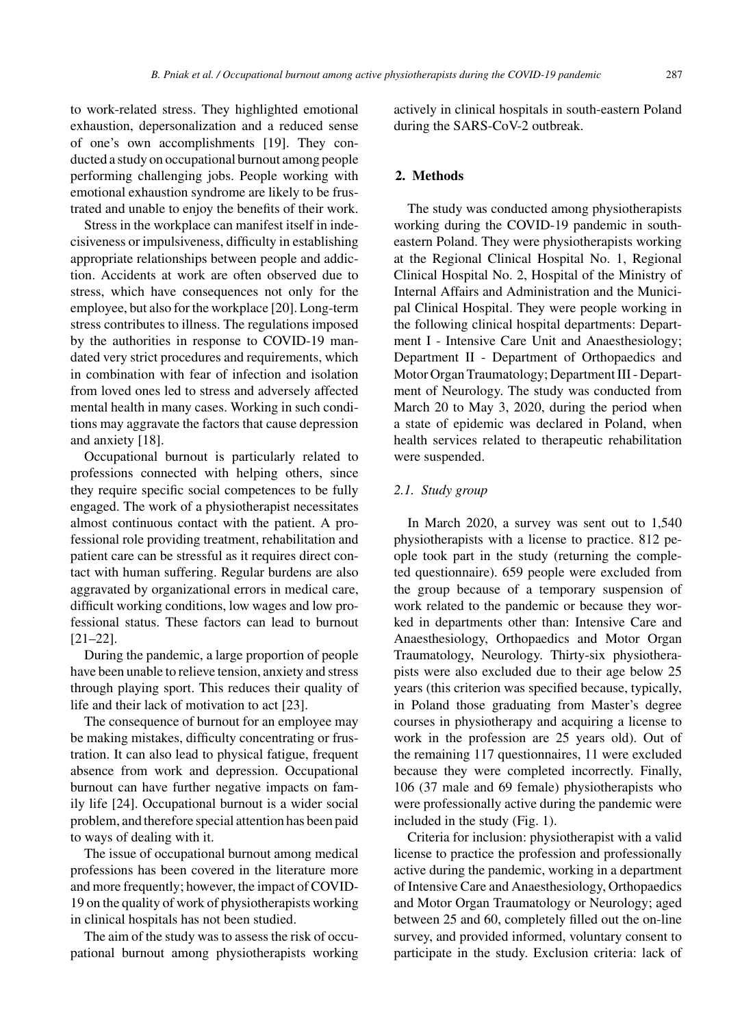to work-related stress. They highlighted emotional exhaustion, depersonalization and a reduced sense of one's own accomplishments [19]. They conducted a study on occupational burnout among people performing challenging jobs. People working with emotional exhaustion syndrome are likely to be frustrated and unable to enjoy the benefits of their work.

Stress in the workplace can manifest itself in indecisiveness or impulsiveness, difficulty in establishing appropriate relationships between people and addiction. Accidents at work are often observed due to stress, which have consequences not only for the employee, but also for the workplace [20]. Long-term stress contributes to illness. The regulations imposed by the authorities in response to COVID-19 mandated very strict procedures and requirements, which in combination with fear of infection and isolation from loved ones led to stress and adversely affected mental health in many cases. Working in such conditions may aggravate the factors that cause depression and anxiety [18].

Occupational burnout is particularly related to professions connected with helping others, since they require specific social competences to be fully engaged. The work of a physiotherapist necessitates almost continuous contact with the patient. A professional role providing treatment, rehabilitation and patient care can be stressful as it requires direct contact with human suffering. Regular burdens are also aggravated by organizational errors in medical care, difficult working conditions, low wages and low professional status. These factors can lead to burnout [21–22].

During the pandemic, a large proportion of people have been unable to relieve tension, anxiety and stress through playing sport. This reduces their quality of life and their lack of motivation to act [23].

The consequence of burnout for an employee may be making mistakes, difficulty concentrating or frustration. It can also lead to physical fatigue, frequent absence from work and depression. Occupational burnout can have further negative impacts on family life [24]. Occupational burnout is a wider social problem, and therefore special attention has been paid to ways of dealing with it.

The issue of occupational burnout among medical professions has been covered in the literature more and more frequently; however, the impact of COVID-19 on the quality of work of physiotherapists working in clinical hospitals has not been studied.

The aim of the study was to assess the risk of occupational burnout among physiotherapists working actively in clinical hospitals in south-eastern Poland during the SARS-CoV-2 outbreak.

## 2. Methods

The study was conducted among physiotherapists working during the COVID-19 pandemic in south-eastern Poland. They were physiotherapists working at the Regional Clinical Hospital No. 1, Regional Clinical Hospital No. 2, Hospital of the Ministry of Internal Affairs and Administration and the Municipal Clinical Hospital. They were people working in the following clinical hospital departments: Department I - Intensive Care Unit and Anaesthesiology; Department II - Department of Orthopaedics and Motor Organ Traumatology; Department III - Department of Neurology. The study was conducted from March 20 to May 3, 2020, during the period when a state of epidemic was declared in Poland, when health services related to therapeutic rehabilitation were suspended.

### 2.1. Study group

In March 2020, a survey was sent out to 1,540 physiotherapists with a license to practice. 812 people took part in the study (returning the completed questionnaire). 659 people were excluded from the group because of a temporary suspension of work related to the pandemic or because they worked in departments other than: Intensive Care and Anaesthesiology, Orthopaedics and Motor Organ Traumatology, Neurology. Thirty-six physiotherapists were also excluded due to their age below 25 years (this criterion was specified because, typically, in Poland those graduating from Master's degree courses in physiotherapy and acquiring a license to work in the profession are 25 years old). Out of the remaining 117 questionnaires, 11 were excluded because they were completed incorrectly. Finally, 106 (37 male and 69 female) physiotherapists who were professionally active during the pandemic were included in the study (Fig. 1).

Criteria for inclusion: physiotherapist with a valid license to practice the profession and professionally active during the pandemic, working in a department of Intensive Care and Anaesthesiology, Orthopaedics and Motor Organ Traumatology or Neurology; aged between 25 and 60, completely filled out the on-line survey, and provided informed, voluntary consent to participate in the study. Exclusion criteria: lack of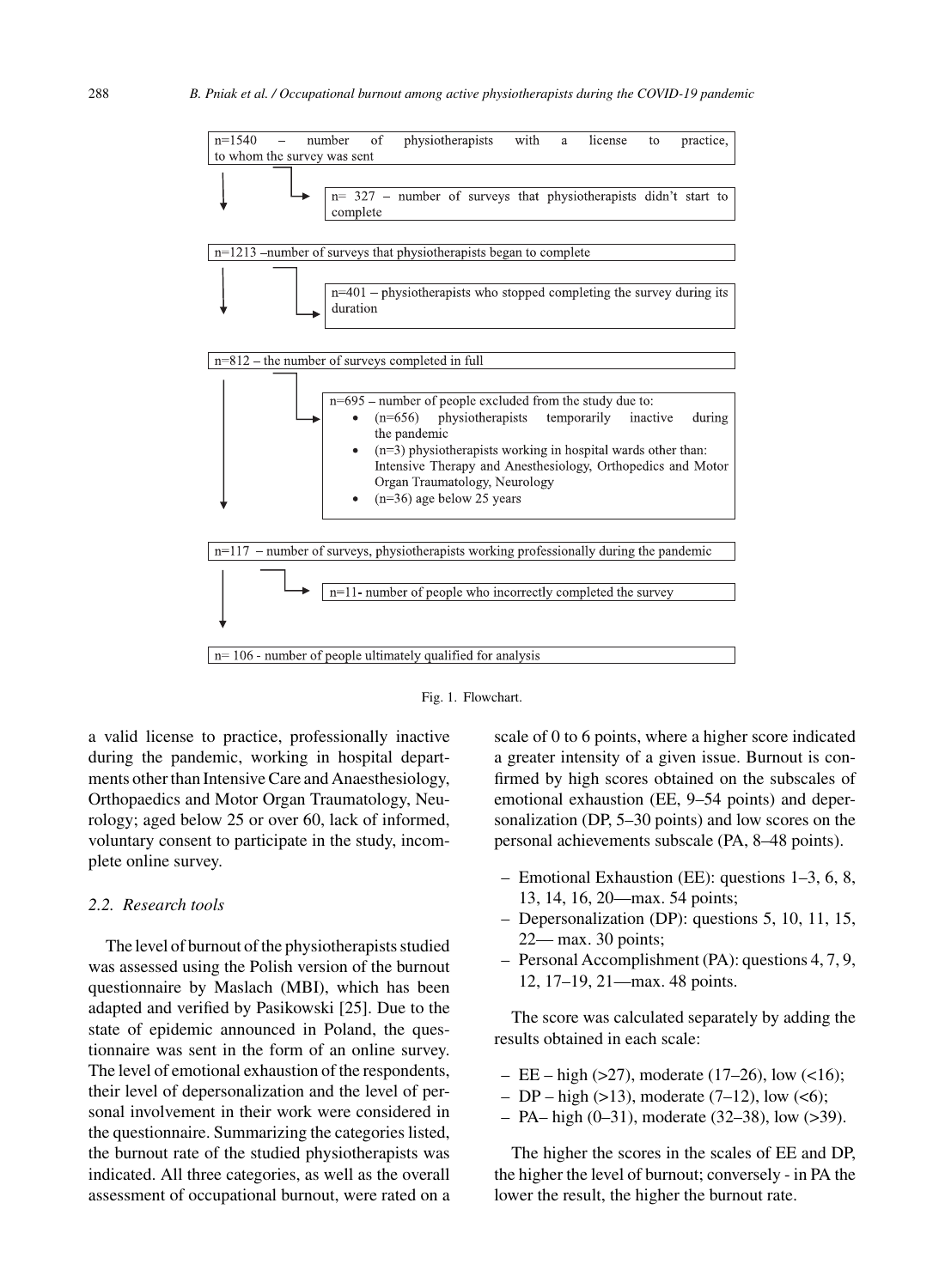n=1540 – number of physiotherapists with a license to practice, to whom the survey was sent

n= 327 – number of surveys that physiotherapists didn't start to complete

n=1213 –number of surveys that physiotherapists began to complete

n=401 – physiotherapists who stopped completing the survey during its duration

n=812 – the number of surveys completed in full

n=695 – number of people excluded from the study due to:

- (n=656) physiotherapists temporarily inactive during the pandemic
- (n=3) physiotherapists working in hospital wards other than: Intensive Therapy and Anesthesiology, Orthopedics and Motor Organ Traumatology, Neurology
- (n=36) age below 25 years

n=117 – number of surveys, physiotherapists working professionally during the pandemic

n=11- number of people who incorrectly completed the survey

n= 106 - number of people ultimately qualified for analysis

Fig. 1. Flowchart.

a valid license to practice, professionally inactive during the pandemic, working in hospital departments other than Intensive Care and Anaesthesiology, Orthopaedics and Motor Organ Traumatology, Neurology; aged below 25 or over 60, lack of informed, voluntary consent to participate in the study, incomplete online survey.

### 2.2. Research tools

The level of burnout of the physiotherapists studied was assessed using the Polish version of the burnout questionnaire by Maslach (MBI), which has been adapted and verified by Pasikowski [25]. Due to the state of epidemic announced in Poland, the questionnaire was sent in the form of an online survey. The level of emotional exhaustion of the respondents, their level of depersonalization and the level of personal involvement in their work were considered in the questionnaire. Summarizing the categories listed, the burnout rate of the studied physiotherapists was indicated. All three categories, as well as the overall assessment of occupational burnout, were rated on a scale of 0 to 6 points, where a higher score indicated a greater intensity of a given issue. Burnout is confirmed by high scores obtained on the subscales of emotional exhaustion (EE, 9–54 points) and depersonalization (DP, 5–30 points) and low scores on the personal achievements subscale (PA, 8–48 points).

- Emotional Exhaustion (EE): questions 1–3, 6, 8, 13, 14, 16, 20—max. 54 points;
- Depersonalization (DP): questions 5, 10, 11, 15, 22— max. 30 points;
- Personal Accomplishment (PA): questions 4, 7, 9, 12, 17–19, 21—max. 48 points.

The score was calculated separately by adding the results obtained in each scale:

- EE – high (>27), moderate (17–26), low (<16);
- DP – high (>13), moderate (7–12), low (<6);
- PA– high (0–31), moderate (32–38), low (>39).

The higher the scores in the scales of EE and DP, the higher the level of burnout; conversely - in PA the lower the result, the higher the burnout rate.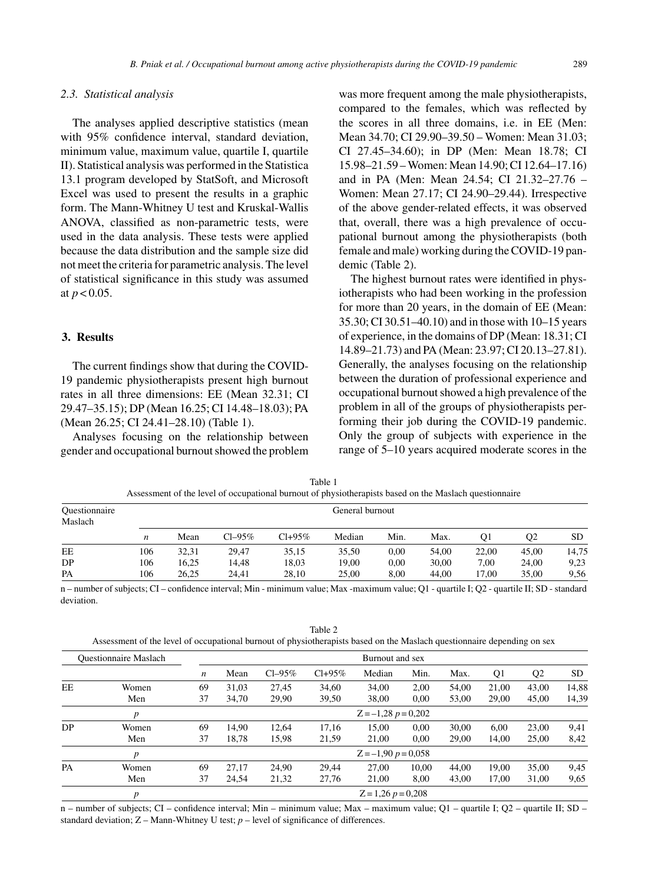### 2.3. Statistical analysis

The analyses applied descriptive statistics (mean with 95% confidence interval, standard deviation, minimum value, maximum value, quartile I, quartile II). Statistical analysis was performed in the Statistica 13.1 program developed by StatSoft, and Microsoft Excel was used to present the results in a graphic form. The Mann-Whitney U test and Kruskal-Wallis ANOVA, classified as non-parametric tests, were used in the data analysis. These tests were applied because the data distribution and the sample size did not meet the criteria for parametric analysis. The level of statistical significance in this study was assumed at $p < 0.05$.

## 3. Results

The current findings show that during the COVID-19 pandemic physiotherapists present high burnout rates in all three dimensions: EE (Mean 32.31; CI 29.47–35.15); DP (Mean 16.25; CI 14.48–18.03); PA (Mean 26.25; CI 24.41–28.10) (Table 1).

Analyses focusing on the relationship between gender and occupational burnout showed the problem was more frequent among the male physiotherapists, compared to the females, which was reflected by the scores in all three domains, i.e. in EE (Men: Mean 34.70; CI 29.90–39.50 – Women: Mean 31.03; CI 27.45–34.60); in DP (Men: Mean 18.78; CI 15.98–21.59 – Women: Mean 14.90; CI 12.64–17.16) and in PA (Men: Mean 24.54; CI 21.32–27.76 – Women: Mean 27.17; CI 24.90–29.44). Irrespective of the above gender-related effects, it was observed that, overall, there was a high prevalence of occupational burnout among the physiotherapists (both female and male) working during the COVID-19 pandemic (Table 2).

The highest burnout rates were identified in physiotherapists who had been working in the profession for more than 20 years, in the domain of EE (Mean: 35.30; CI 30.51–40.10) and in those with 10–15 years of experience, in the domains of DP (Mean: 18.31; CI 14.89–21.73) and PA (Mean: 23.97; CI 20.13–27.81). Generally, the analyses focusing on the relationship between the duration of professional experience and occupational burnout showed a high prevalence of the problem in all of the groups of physiotherapists performing their job during the COVID-19 pandemic. Only the group of subjects with experience in the range of 5–10 years acquired moderate scores in the

Table 1
Assessment of the level of occupational burnout of physiotherapists based on the Maslach questionnaire

| Questionnaire Maslach | General burnout | | | | | | | | | |
|---|---|---|---|---|---|---|---|---|---|---|
| | *n* | Mean | Cl–95% | Cl+95% | Median | Min. | Max. | Q1 | Q2 | SD |
| EE | 106 | 32,31 | 29,47 | 35,15 | 35,50 | 0,00 | 54,00 | 22,00 | 45,00 | 14,75 |
| DP | 106 | 16,25 | 14,48 | 18,03 | 19,00 | 0,00 | 30,00 | 7,00 | 24,00 | 9,23 |
| PA | 106 | 26,25 | 24,41 | 28,10 | 25,00 | 8,00 | 44,00 | 17,00 | 35,00 | 9,56 |

n – number of subjects; CI – confidence interval; Min - minimum value; Max -maximum value; Q1 - quartile I; Q2 - quartile II; SD - standard deviation.

Table 2
Assessment of the level of occupational burnout of physiotherapists based on the Maslach questionnaire depending on sex

| Questionnaire Maslach | | Burnout and sex | | | | | | | | | |
|---|---|---|---|---|---|---|---|---|---|---|---|
| | | *n* | Mean | Cl–95% | Cl+95% | Median | Min. | Max. | Q1 | Q2 | SD |
| EE | Women | 69 | 31,03 | 27,45 | 34,60 | 34,00 | 2,00 | 54,00 | 21,00 | 43,00 | 14,88 |
| | Men | 37 | 34,70 | 29,90 | 39,50 | 38,00 | 0,00 | 53,00 | 29,00 | 45,00 | 14,39 |
| | *p* | Z = –1,28 *p* = 0,202 | | | | | | | | | |
| DP | Women | 69 | 14,90 | 12,64 | 17,16 | 15,00 | 0,00 | 30,00 | 6,00 | 23,00 | 9,41 |
| | Men | 37 | 18,78 | 15,98 | 21,59 | 21,00 | 0,00 | 29,00 | 14,00 | 25,00 | 8,42 |
| | *p* | Z = –1,90 *p* = 0,058 | | | | | | | | | |
| PA | Women | 69 | 27,17 | 24,90 | 29,44 | 27,00 | 10,00 | 44,00 | 19,00 | 35,00 | 9,45 |
| | Men | 37 | 24,54 | 21,32 | 27,76 | 21,00 | 8,00 | 43,00 | 17,00 | 31,00 | 9,65 |
| | *p* | Z = 1,26 *p* = 0,208 | | | | | | | | | |

n – number of subjects; CI – confidence interval; Min – minimum value; Max – maximum value; Q1 – quartile I; Q2 – quartile II; SD – standard deviation; Z – Mann-Whitney U test; *p* – level of significance of differences.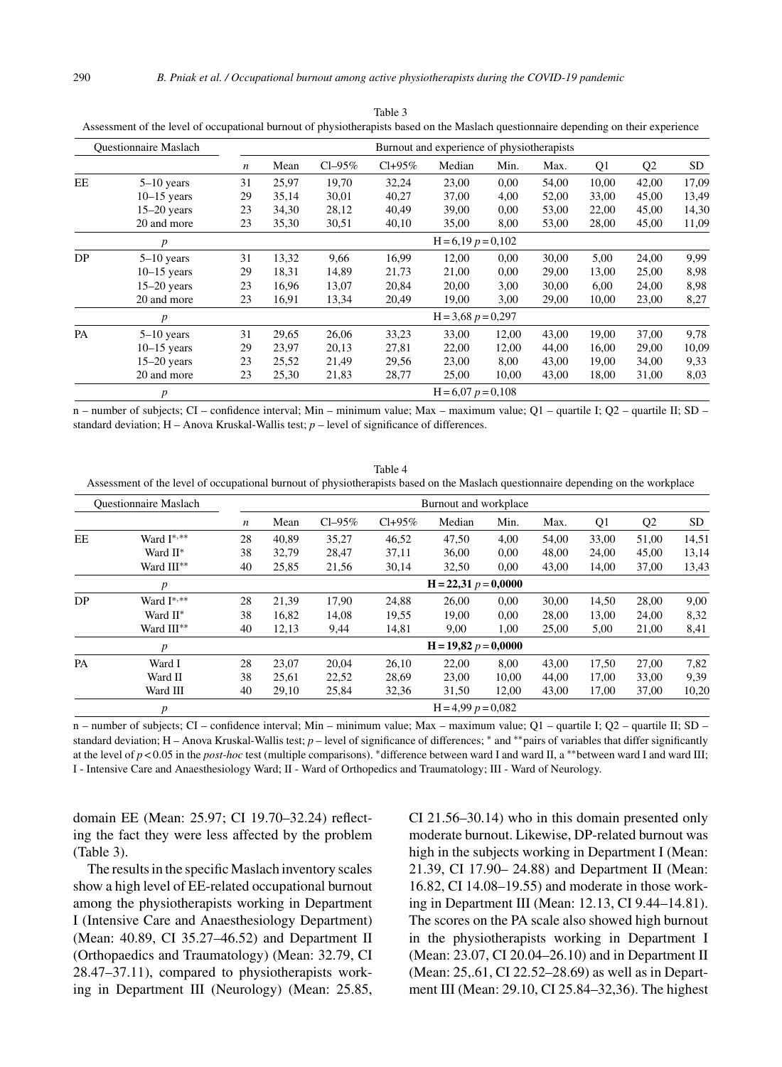Table 3
Assessment of the level of occupational burnout of physiotherapists based on the Maslach questionnaire depending on their experience

| Questionnaire Maslach | | Burnout and experience of physiotherapists | | | | | | | | | |
|---|---|---|---|---|---|---|---|---|---|---|---|
| | | *n* | Mean | Cl–95% | Cl+95% | Median | Min. | Max. | Q1 | Q2 | SD |
| EE | 5–10 years | 31 | 25,97 | 19,70 | 32,24 | 23,00 | 0,00 | 54,00 | 10,00 | 42,00 | 17,09 |
| | 10–15 years | 29 | 35,14 | 30,01 | 40,27 | 37,00 | 4,00 | 52,00 | 33,00 | 45,00 | 13,49 |
| | 15–20 years | 23 | 34,30 | 28,12 | 40,49 | 39,00 | 0,00 | 53,00 | 22,00 | 45,00 | 14,30 |
| | 20 and more | 23 | 35,30 | 30,51 | 40,10 | 35,00 | 8,00 | 53,00 | 28,00 | 45,00 | 11,09 |
| | *p* | $H = 6{,}19$ $p = 0{,}102$ | | | | | | | | | |
| DP | 5–10 years | 31 | 13,32 | 9,66 | 16,99 | 12,00 | 0,00 | 30,00 | 5,00 | 24,00 | 9,99 |
| | 10–15 years | 29 | 18,31 | 14,89 | 21,73 | 21,00 | 0,00 | 29,00 | 13,00 | 25,00 | 8,98 |
| | 15–20 years | 23 | 16,96 | 13,07 | 20,84 | 20,00 | 3,00 | 30,00 | 6,00 | 24,00 | 8,98 |
| | 20 and more | 23 | 16,91 | 13,34 | 20,49 | 19,00 | 3,00 | 29,00 | 10,00 | 23,00 | 8,27 |
| | *p* | $H = 3{,}68$ $p = 0{,}297$ | | | | | | | | | |
| PA | 5–10 years | 31 | 29,65 | 26,06 | 33,23 | 33,00 | 12,00 | 43,00 | 19,00 | 37,00 | 9,78 |
| | 10–15 years | 29 | 23,97 | 20,13 | 27,81 | 22,00 | 12,00 | 44,00 | 16,00 | 29,00 | 10,09 |
| | 15–20 years | 23 | 25,52 | 21,49 | 29,56 | 23,00 | 8,00 | 43,00 | 19,00 | 34,00 | 9,33 |
| | 20 and more | 23 | 25,30 | 21,83 | 28,77 | 25,00 | 10,00 | 43,00 | 18,00 | 31,00 | 8,03 |
| | *p* | $H = 6{,}07$ $p = 0{,}108$ | | | | | | | | | |

n – number of subjects; CI – confidence interval; Min – minimum value; Max – maximum value; Q1 – quartile I; Q2 – quartile II; SD – standard deviation; H – Anova Kruskal-Wallis test; *p* – level of significance of differences.

Table 4
Assessment of the level of occupational burnout of physiotherapists based on the Maslach questionnaire depending on the workplace

| Questionnaire Maslach | | Burnout and workplace | | | | | | | | | |
|---|---|---|---|---|---|---|---|---|---|---|---|
| | | *n* | Mean | Cl–95% | Cl+95% | Median | Min. | Max. | Q1 | Q2 | SD |
| EE | Ward I*,** | 28 | 40,89 | 35,27 | 46,52 | 47,50 | 4,00 | 54,00 | 33,00 | 51,00 | 14,51 |
| | Ward II* | 38 | 32,79 | 28,47 | 37,11 | 36,00 | 0,00 | 48,00 | 24,00 | 45,00 | 13,14 |
| | Ward III** | 40 | 25,85 | 21,56 | 30,14 | 32,50 | 0,00 | 43,00 | 14,00 | 37,00 | 13,43 |
| | *p* | **$H = 22{,}31$ $p = 0{,}0000$** | | | | | | | | | |
| DP | Ward I*,** | 28 | 21,39 | 17,90 | 24,88 | 26,00 | 0,00 | 30,00 | 14,50 | 28,00 | 9,00 |
| | Ward II* | 38 | 16,82 | 14,08 | 19,55 | 19,00 | 0,00 | 28,00 | 13,00 | 24,00 | 8,32 |
| | Ward III** | 40 | 12,13 | 9,44 | 14,81 | 9,00 | 1,00 | 25,00 | 5,00 | 21,00 | 8,41 |
| | *p* | **$H = 19{,}82$ $p = 0{,}0000$** | | | | | | | | | |
| PA | Ward I | 28 | 23,07 | 20,04 | 26,10 | 22,00 | 8,00 | 43,00 | 17,50 | 27,00 | 7,82 |
| | Ward II | 38 | 25,61 | 22,52 | 28,69 | 23,00 | 10,00 | 44,00 | 17,00 | 33,00 | 9,39 |
| | Ward III | 40 | 29,10 | 25,84 | 32,36 | 31,50 | 12,00 | 43,00 | 17,00 | 37,00 | 10,20 |
| | *p* | $H = 4{,}99$ $p = 0{,}082$ | | | | | | | | | |

n – number of subjects; CI – confidence interval; Min – minimum value; Max – maximum value; Q1 – quartile I; Q2 – quartile II; SD – standard deviation; H – Anova Kruskal-Wallis test; *p* – level of significance of differences; * and ** pairs of variables that differ significantly at the level of $p < 0.05$ in the *post-hoc* test (multiple comparisons). *difference between ward I and ward II, a **between ward I and ward III; I - Intensive Care and Anaesthesiology Ward; II - Ward of Orthopedics and Traumatology; III - Ward of Neurology.

domain EE (Mean: 25.97; CI 19.70–32.24) reflecting the fact they were less affected by the problem (Table 3).

The results in the specific Maslach inventory scales show a high level of EE-related occupational burnout among the physiotherapists working in Department I (Intensive Care and Anaesthesiology Department) (Mean: 40.89, CI 35.27–46.52) and Department II (Orthopaedics and Traumatology) (Mean: 32.79, CI 28.47–37.11), compared to physiotherapists working in Department III (Neurology) (Mean: 25.85, CI 21.56–30.14) who in this domain presented only moderate burnout. Likewise, DP-related burnout was high in the subjects working in Department I (Mean: 21.39, CI 17.90– 24.88) and Department II (Mean: 16.82, CI 14.08–19.55) and moderate in those working in Department III (Mean: 12.13, CI 9.44–14.81). The scores on the PA scale also showed high burnout in the physiotherapists working in Department I (Mean: 23.07, CI 20.04–26.10) and in Department II (Mean: 25,.61, CI 22.52–28.69) as well as in Department III (Mean: 29.10, CI 25.84–32,36). The highest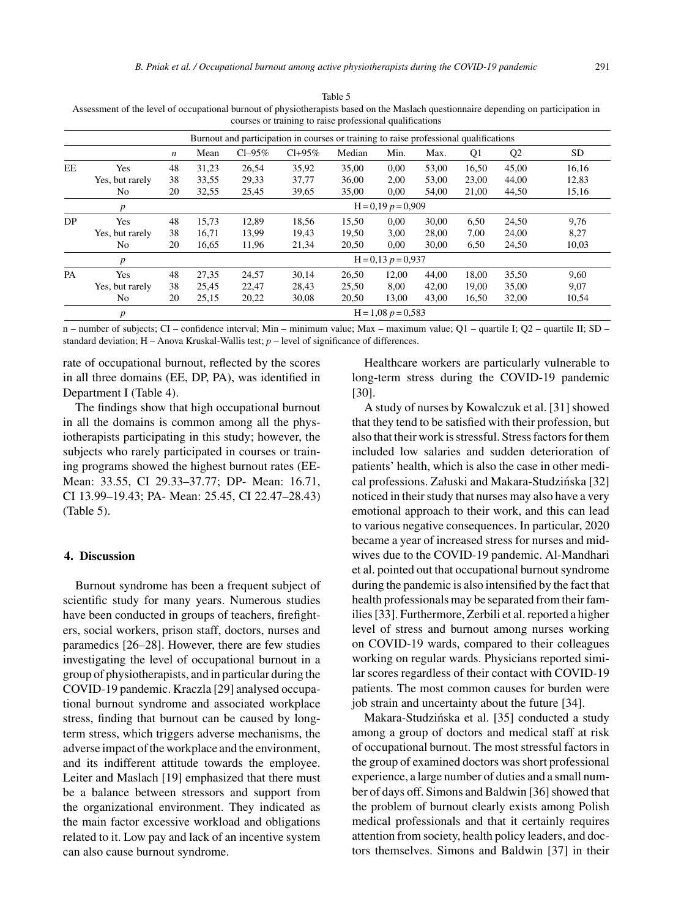Table 5
Assessment of the level of occupational burnout of physiotherapists based on the Maslach questionnaire depending on participation in courses or training to raise professional qualifications

| Burnout and participation in courses or training to raise professional qualifications | | | | | | | | | | | |
|---|---|---|---|---|---|---|---|---|---|---|---|
| | | *n* | Mean | Cl–95% | Cl+95% | Median | Min. | Max. | Q1 | Q2 | SD |
| EE | Yes | 48 | 31,23 | 26,54 | 35,92 | 35,00 | 0,00 | 53,00 | 16,50 | 45,00 | 16,16 |
| | Yes, but rarely | 38 | 33,55 | 29,33 | 37,77 | 36,00 | 2,00 | 53,00 | 23,00 | 44,00 | 12,83 |
| | No | 20 | 32,55 | 25,45 | 39,65 | 35,00 | 0,00 | 54,00 | 21,00 | 44,50 | 15,16 |
| | *p* | H = 0,19 *p* = 0,909 | | | | | | | | | |
| DP | Yes | 48 | 15,73 | 12,89 | 18,56 | 15,50 | 0,00 | 30,00 | 6,50 | 24,50 | 9,76 |
| | Yes, but rarely | 38 | 16,71 | 13,99 | 19,43 | 19,50 | 3,00 | 28,00 | 7,00 | 24,00 | 8,27 |
| | No | 20 | 16,65 | 11,96 | 21,34 | 20,50 | 0,00 | 30,00 | 6,50 | 24,50 | 10,03 |
| | *p* | H = 0,13 *p* = 0,937 | | | | | | | | | |
| PA | Yes | 48 | 27,35 | 24,57 | 30,14 | 26,50 | 12,00 | 44,00 | 18,00 | 35,50 | 9,60 |
| | Yes, but rarely | 38 | 25,45 | 22,47 | 28,43 | 25,50 | 8,00 | 42,00 | 19,00 | 35,00 | 9,07 |
| | No | 20 | 25,15 | 20,22 | 30,08 | 20,50 | 13,00 | 43,00 | 16,50 | 32,00 | 10,54 |
| | *p* | H = 1,08 *p* = 0,583 | | | | | | | | | |

n – number of subjects; CI – confidence interval; Min – minimum value; Max – maximum value; Q1 – quartile I; Q2 – quartile II; SD – standard deviation; H – Anova Kruskal-Wallis test; *p* – level of significance of differences.

rate of occupational burnout, reflected by the scores in all three domains (EE, DP, PA), was identified in Department I (Table 4).

The findings show that high occupational burnout in all the domains is common among all the physiotherapists participating in this study; however, the subjects who rarely participated in courses or training programs showed the highest burnout rates (EE- Mean: 33.55, CI 29.33–37.77; DP- Mean: 16.71, CI 13.99–19.43; PA- Mean: 25.45, CI 22.47–28.43) (Table 5).

## 4. Discussion

Burnout syndrome has been a frequent subject of scientific study for many years. Numerous studies have been conducted in groups of teachers, firefighters, social workers, prison staff, doctors, nurses and paramedics [26–28]. However, there are few studies investigating the level of occupational burnout in a group of physiotherapists, and in particular during the COVID-19 pandemic. Kraczla [29] analysed occupational burnout syndrome and associated workplace stress, finding that burnout can be caused by long-term stress, which triggers adverse mechanisms, the adverse impact of the workplace and the environment, and its indifferent attitude towards the employee. Leiter and Maslach [19] emphasized that there must be a balance between stressors and support from the organizational environment. They indicated as the main factor excessive workload and obligations related to it. Low pay and lack of an incentive system can also cause burnout syndrome.

Healthcare workers are particularly vulnerable to long-term stress during the COVID-19 pandemic [30].

A study of nurses by Kowalczuk et al. [31] showed that they tend to be satisfied with their profession, but also that their work is stressful. Stress factors for them included low salaries and sudden deterioration of patients' health, which is also the case in other medical professions. Załuski and Makara-Studzińska [32] noticed in their study that nurses may also have a very emotional approach to their work, and this can lead to various negative consequences. In particular, 2020 became a year of increased stress for nurses and midwives due to the COVID-19 pandemic. Al-Mandhari et al. pointed out that occupational burnout syndrome during the pandemic is also intensified by the fact that health professionals may be separated from their families [33]. Furthermore, Zerbili et al. reported a higher level of stress and burnout among nurses working on COVID-19 wards, compared to their colleagues working on regular wards. Physicians reported similar scores regardless of their contact with COVID-19 patients. The most common causes for burden were job strain and uncertainty about the future [34].

Makara-Studzińska et al. [35] conducted a study among a group of doctors and medical staff at risk of occupational burnout. The most stressful factors in the group of examined doctors was short professional experience, a large number of duties and a small number of days off. Simons and Baldwin [36] showed that the problem of burnout clearly exists among Polish medical professionals and that it certainly requires attention from society, health policy leaders, and doctors themselves. Simons and Baldwin [37] in their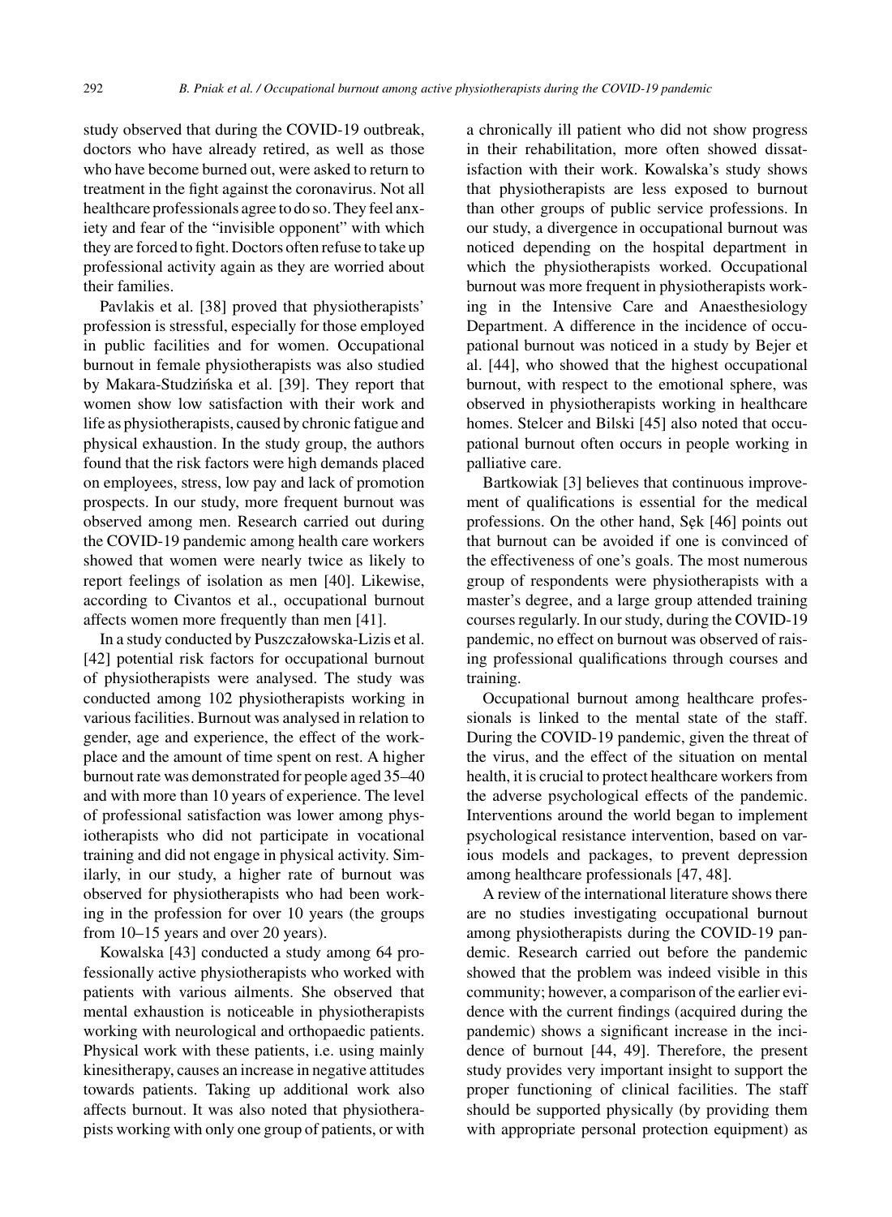study observed that during the COVID-19 outbreak, doctors who have already retired, as well as those who have become burned out, were asked to return to treatment in the fight against the coronavirus. Not all healthcare professionals agree to do so. They feel anxiety and fear of the "invisible opponent" with which they are forced to fight. Doctors often refuse to take up professional activity again as they are worried about their families.

Pavlakis et al. [38] proved that physiotherapists' profession is stressful, especially for those employed in public facilities and for women. Occupational burnout in female physiotherapists was also studied by Makara-Studzińska et al. [39]. They report that women show low satisfaction with their work and life as physiotherapists, caused by chronic fatigue and physical exhaustion. In the study group, the authors found that the risk factors were high demands placed on employees, stress, low pay and lack of promotion prospects. In our study, more frequent burnout was observed among men. Research carried out during the COVID-19 pandemic among health care workers showed that women were nearly twice as likely to report feelings of isolation as men [40]. Likewise, according to Civantos et al., occupational burnout affects women more frequently than men [41].

In a study conducted by Puszczałowska-Lizis et al. [42] potential risk factors for occupational burnout of physiotherapists were analysed. The study was conducted among 102 physiotherapists working in various facilities. Burnout was analysed in relation to gender, age and experience, the effect of the workplace and the amount of time spent on rest. A higher burnout rate was demonstrated for people aged 35–40 and with more than 10 years of experience. The level of professional satisfaction was lower among physiotherapists who did not participate in vocational training and did not engage in physical activity. Similarly, in our study, a higher rate of burnout was observed for physiotherapists who had been working in the profession for over 10 years (the groups from 10–15 years and over 20 years).

Kowalska [43] conducted a study among 64 professionally active physiotherapists who worked with patients with various ailments. She observed that mental exhaustion is noticeable in physiotherapists working with neurological and orthopaedic patients. Physical work with these patients, i.e. using mainly kinesitherapy, causes an increase in negative attitudes towards patients. Taking up additional work also affects burnout. It was also noted that physiotherapists working with only one group of patients, or with a chronically ill patient who did not show progress in their rehabilitation, more often showed dissatisfaction with their work. Kowalska's study shows that physiotherapists are less exposed to burnout than other groups of public service professions. In our study, a divergence in occupational burnout was noticed depending on the hospital department in which the physiotherapists worked. Occupational burnout was more frequent in physiotherapists working in the Intensive Care and Anaesthesiology Department. A difference in the incidence of occupational burnout was noticed in a study by Bejer et al. [44], who showed that the highest occupational burnout, with respect to the emotional sphere, was observed in physiotherapists working in healthcare homes. Stelcer and Bilski [45] also noted that occupational burnout often occurs in people working in palliative care.

Bartkowiak [3] believes that continuous improvement of qualifications is essential for the medical professions. On the other hand, Sęk [46] points out that burnout can be avoided if one is convinced of the effectiveness of one's goals. The most numerous group of respondents were physiotherapists with a master's degree, and a large group attended training courses regularly. In our study, during the COVID-19 pandemic, no effect on burnout was observed of raising professional qualifications through courses and training.

Occupational burnout among healthcare professionals is linked to the mental state of the staff. During the COVID-19 pandemic, given the threat of the virus, and the effect of the situation on mental health, it is crucial to protect healthcare workers from the adverse psychological effects of the pandemic. Interventions around the world began to implement psychological resistance intervention, based on various models and packages, to prevent depression among healthcare professionals [47, 48].

A review of the international literature shows there are no studies investigating occupational burnout among physiotherapists during the COVID-19 pandemic. Research carried out before the pandemic showed that the problem was indeed visible in this community; however, a comparison of the earlier evidence with the current findings (acquired during the pandemic) shows a significant increase in the incidence of burnout [44, 49]. Therefore, the present study provides very important insight to support the proper functioning of clinical facilities. The staff should be supported physically (by providing them with appropriate personal protection equipment) as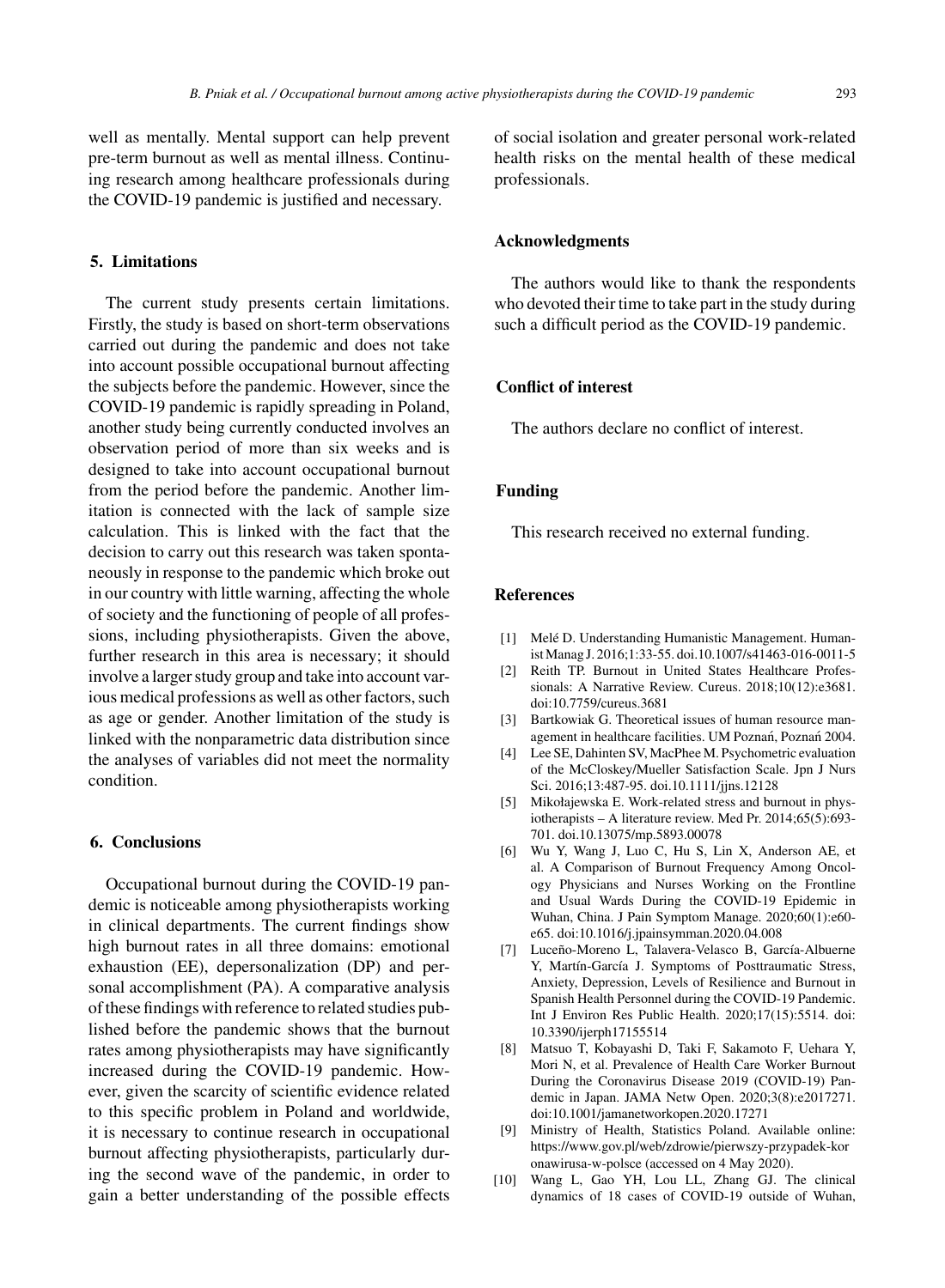well as mentally. Mental support can help prevent pre-term burnout as well as mental illness. Continuing research among healthcare professionals during the COVID-19 pandemic is justified and necessary.

## 5. Limitations

The current study presents certain limitations. Firstly, the study is based on short-term observations carried out during the pandemic and does not take into account possible occupational burnout affecting the subjects before the pandemic. However, since the COVID-19 pandemic is rapidly spreading in Poland, another study being currently conducted involves an observation period of more than six weeks and is designed to take into account occupational burnout from the period before the pandemic. Another limitation is connected with the lack of sample size calculation. This is linked with the fact that the decision to carry out this research was taken spontaneously in response to the pandemic which broke out in our country with little warning, affecting the whole of society and the functioning of people of all professions, including physiotherapists. Given the above, further research in this area is necessary; it should involve a larger study group and take into account various medical professions as well as other factors, such as age or gender. Another limitation of the study is linked with the nonparametric data distribution since the analyses of variables did not meet the normality condition.

## 6. Conclusions

Occupational burnout during the COVID-19 pandemic is noticeable among physiotherapists working in clinical departments. The current findings show high burnout rates in all three domains: emotional exhaustion (EE), depersonalization (DP) and personal accomplishment (PA). A comparative analysis of these findings with reference to related studies published before the pandemic shows that the burnout rates among physiotherapists may have significantly increased during the COVID-19 pandemic. However, given the scarcity of scientific evidence related to this specific problem in Poland and worldwide, it is necessary to continue research in occupational burnout affecting physiotherapists, particularly during the second wave of the pandemic, in order to gain a better understanding of the possible effects of social isolation and greater personal work-related health risks on the mental health of these medical professionals.

## Acknowledgments

The authors would like to thank the respondents who devoted their time to take part in the study during such a difficult period as the COVID-19 pandemic.

## Conflict of interest

The authors declare no conflict of interest.

## Funding

This research received no external funding.

## References

[1] Melé D. Understanding Humanistic Management. Humanist Manag J. 2016;1:33-55. doi.10.1007/s41463-016-0011-5

[2] Reith TP. Burnout in United States Healthcare Professionals: A Narrative Review. Cureus. 2018;10(12):e3681. doi:10.7759/cureus.3681

[3] Bartkowiak G. Theoretical issues of human resource management in healthcare facilities. UM Poznań, Poznań 2004.

[4] Lee SE, Dahinten SV, MacPhee M. Psychometric evaluation of the McCloskey/Mueller Satisfaction Scale. Jpn J Nurs Sci. 2016;13:487-95. doi.10.1111/jjns.12128

[5] Mikołajewska E. Work-related stress and burnout in physiotherapists – A literature review. Med Pr. 2014;65(5):693-701. doi.10.13075/mp.5893.00078

[6] Wu Y, Wang J, Luo C, Hu S, Lin X, Anderson AE, et al. A Comparison of Burnout Frequency Among Oncology Physicians and Nurses Working on the Frontline and Usual Wards During the COVID-19 Epidemic in Wuhan, China. J Pain Symptom Manage. 2020;60(1):e60-e65. doi:10.1016/j.jpainsymman.2020.04.008

[7] Luceño-Moreno L, Talavera-Velasco B, García-Albuerne Y, Martín-García J. Symptoms of Posttraumatic Stress, Anxiety, Depression, Levels of Resilience and Burnout in Spanish Health Personnel during the COVID-19 Pandemic. Int J Environ Res Public Health. 2020;17(15):5514. doi: 10.3390/ijerph17155514

[8] Matsuo T, Kobayashi D, Taki F, Sakamoto F, Uehara Y, Mori N, et al. Prevalence of Health Care Worker Burnout During the Coronavirus Disease 2019 (COVID-19) Pandemic in Japan. JAMA Netw Open. 2020;3(8):e2017271. doi:10.1001/jamanetworkopen.2020.17271

[9] Ministry of Health, Statistics Poland. Available online: https://www.gov.pl/web/zdrowie/pierwszy-przypadek-koronawirusa-w-polsce (accessed on 4 May 2020).

[10] Wang L, Gao YH, Lou LL, Zhang GJ. The clinical dynamics of 18 cases of COVID-19 outside of Wuhan,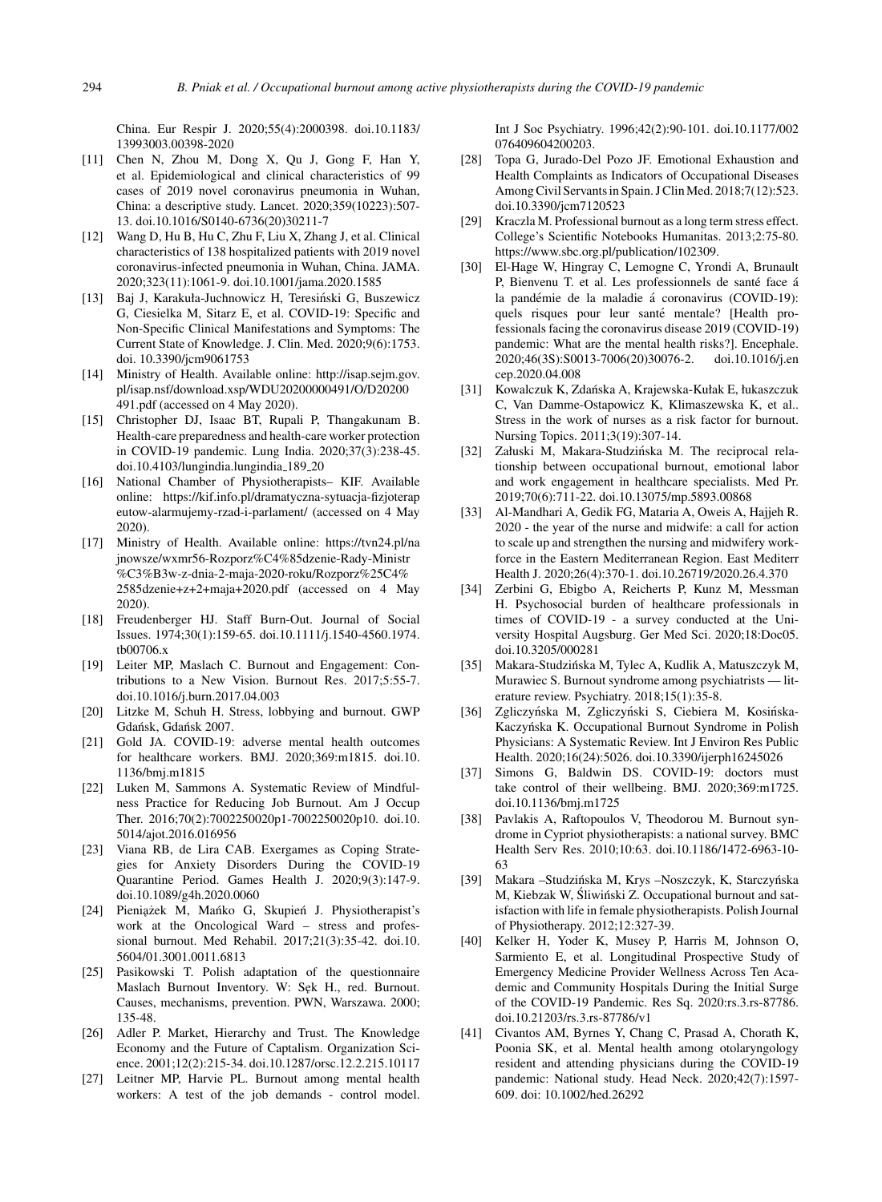China. Eur Respir J. 2020;55(4):2000398. doi.10.1183/13993003.00398-2020

[11] Chen N, Zhou M, Dong X, Qu J, Gong F, Han Y, et al. Epidemiological and clinical characteristics of 99 cases of 2019 novel coronavirus pneumonia in Wuhan, China: a descriptive study. Lancet. 2020;359(10223):507-13. doi.10.1016/S0140-6736(20)30211-7

[12] Wang D, Hu B, Hu C, Zhu F, Liu X, Zhang J, et al. Clinical characteristics of 138 hospitalized patients with 2019 novel coronavirus-infected pneumonia in Wuhan, China. JAMA. 2020;323(11):1061-9. doi.10.1001/jama.2020.1585

[13] Baj J, Karakuła-Juchnowicz H, Teresiński G, Buszewicz G, Ciesielka M, Sitarz E, et al. COVID-19: Specific and Non-Specific Clinical Manifestations and Symptoms: The Current State of Knowledge. J. Clin. Med. 2020;9(6):1753. doi. 10.3390/jcm9061753

[14] Ministry of Health. Available online: http://isap.sejm.gov.pl/isap.nsf/download.xsp/WDU20200000491/O/D20200491.pdf (accessed on 4 May 2020).

[15] Christopher DJ, Isaac BT, Rupali P, Thangakunam B. Health-care preparedness and health-care worker protection in COVID-19 pandemic. Lung India. 2020;37(3):238-45. doi.10.4103/lungindia.lungindia_189_20

[16] National Chamber of Physiotherapists– KIF. Available online: https://kif.info.pl/dramatyczna-sytuacja-fizjoterapeutow-alarmujemy-rzad-i-parlament/ (accessed on 4 May 2020).

[17] Ministry of Health. Available online: https://tvn24.pl/najnowsze/wxmr56-Rozporz%C4%85dzenie-Rady-Ministr%C3%B3w-z-dnia-2-maja-2020-roku/Rozporz%25C4%2585dzenie+z+2+maja+2020.pdf (accessed on 4 May 2020).

[18] Freudenberger HJ. Staff Burn-Out. Journal of Social Issues. 1974;30(1):159-65. doi.10.1111/j.1540-4560.1974.tb00706.x

[19] Leiter MP, Maslach C. Burnout and Engagement: Contributions to a New Vision. Burnout Res. 2017;5:55-7. doi.10.1016/j.burn.2017.04.003

[20] Litzke M, Schuh H. Stress, lobbying and burnout. GWP Gdańsk, Gdańsk 2007.

[21] Gold JA. COVID-19: adverse mental health outcomes for healthcare workers. BMJ. 2020;369:m1815. doi.10.1136/bmj.m1815

[22] Luken M, Sammons A. Systematic Review of Mindfulness Practice for Reducing Job Burnout. Am J Occup Ther. 2016;70(2):7002250020p1-7002250020p10. doi.10.5014/ajot.2016.016956

[23] Viana RB, de Lira CAB. Exergames as Coping Strategies for Anxiety Disorders During the COVID-19 Quarantine Period. Games Health J. 2020;9(3):147-9. doi.10.1089/g4h.2020.0060

[24] Pieniążek M, Mańko G, Skupień J. Physiotherapist's work at the Oncological Ward – stress and professional burnout. Med Rehabil. 2017;21(3):35-42. doi.10.5604/01.3001.0011.6813

[25] Pasikowski T. Polish adaptation of the questionnaire Maslach Burnout Inventory. W: Sęk H., red. Burnout. Causes, mechanisms, prevention. PWN, Warszawa. 2000; 135-48.

[26] Adler P. Market, Hierarchy and Trust. The Knowledge Economy and the Future of Captalism. Organization Science. 2001;12(2):215-34. doi.10.1287/orsc.12.2.215.10117

[27] Leitner MP, Harvie PL. Burnout among mental health workers: A test of the job demands - control model. Int J Soc Psychiatry. 1996;42(2):90-101. doi.10.1177/002076409604200203.

[28] Topa G, Jurado-Del Pozo JF. Emotional Exhaustion and Health Complaints as Indicators of Occupational Diseases Among Civil Servants in Spain. J Clin Med. 2018;7(12):523. doi.10.3390/jcm7120523

[29] Kraczla M. Professional burnout as a long term stress effect. College's Scientific Notebooks Humanitas. 2013;2:75-80. https://www.sbc.org.pl/publication/102309.

[30] El-Hage W, Hingray C, Lemogne C, Yrondi A, Brunault P, Bienvenu T. et al. Les professionnels de santé face á la pandémie de la maladie á coronavirus (COVID-19): quels risques pour leur santé mentale? [Health professionals facing the coronavirus disease 2019 (COVID-19) pandemic: What are the mental health risks?]. Encephale. 2020;46(3S):S0013-7006(20)30076-2. doi.10.1016/j.encep.2020.04.008

[31] Kowalczuk K, Zdańska A, Krajewska-Kułak E, łukaszczuk C, Van Damme-Ostapowicz K, Klimaszewska K, et al.. Stress in the work of nurses as a risk factor for burnout. Nursing Topics. 2011;3(19):307-14.

[32] Załuski M, Makara-Studzińska M. The reciprocal relationship between occupational burnout, emotional labor and work engagement in healthcare specialists. Med Pr. 2019;70(6):711-22. doi.10.13075/mp.5893.00868

[33] Al-Mandhari A, Gedik FG, Mataria A, Oweis A, Hajjeh R. 2020 - the year of the nurse and midwife: a call for action to scale up and strengthen the nursing and midwifery workforce in the Eastern Mediterranean Region. East Mediterr Health J. 2020;26(4):370-1. doi.10.26719/2020.26.4.370

[34] Zerbini G, Ebigbo A, Reicherts P, Kunz M, Messman H. Psychosocial burden of healthcare professionals in times of COVID-19 - a survey conducted at the University Hospital Augsburg. Ger Med Sci. 2020;18:Doc05. doi.10.3205/000281

[35] Makara-Studzińska M, Tylec A, Kudlik A, Matuszczyk M, Murawiec S. Burnout syndrome among psychiatrists — literature review. Psychiatry. 2018;15(1):35-8.

[36] Zgliczyńska M, Zgliczyński S, Ciebiera M, Kosińska-Kaczyńska K. Occupational Burnout Syndrome in Polish Physicians: A Systematic Review. Int J Environ Res Public Health. 2020;16(24):5026. doi.10.3390/ijerph16245026

[37] Simons G, Baldwin DS. COVID-19: doctors must take control of their wellbeing. BMJ. 2020;369:m1725. doi.10.1136/bmj.m1725

[38] Pavlakis A, Raftopoulos V, Theodorou M. Burnout syndrome in Cypriot physiotherapists: a national survey. BMC Health Serv Res. 2010;10:63. doi.10.1186/1472-6963-10-63

[39] Makara –Studzińska M, Krys –Noszczyk, K, Starczyńska M, Kiebzak W, Śliwiński Z. Occupational burnout and satisfaction with life in female physiotherapists. Polish Journal of Physiotherapy. 2012;12:327-39.

[40] Kelker H, Yoder K, Musey P, Harris M, Johnson O, Sarmiento E, et al. Longitudinal Prospective Study of Emergency Medicine Provider Wellness Across Ten Academic and Community Hospitals During the Initial Surge of the COVID-19 Pandemic. Res Sq. 2020:rs.3.rs-87786. doi.10.21203/rs.3.rs-87786/v1

[41] Civantos AM, Byrnes Y, Chang C, Prasad A, Chorath K, Poonia SK, et al. Mental health among otolaryngology resident and attending physicians during the COVID-19 pandemic: National study. Head Neck. 2020;42(7):1597-609. doi: 10.1002/hed.26292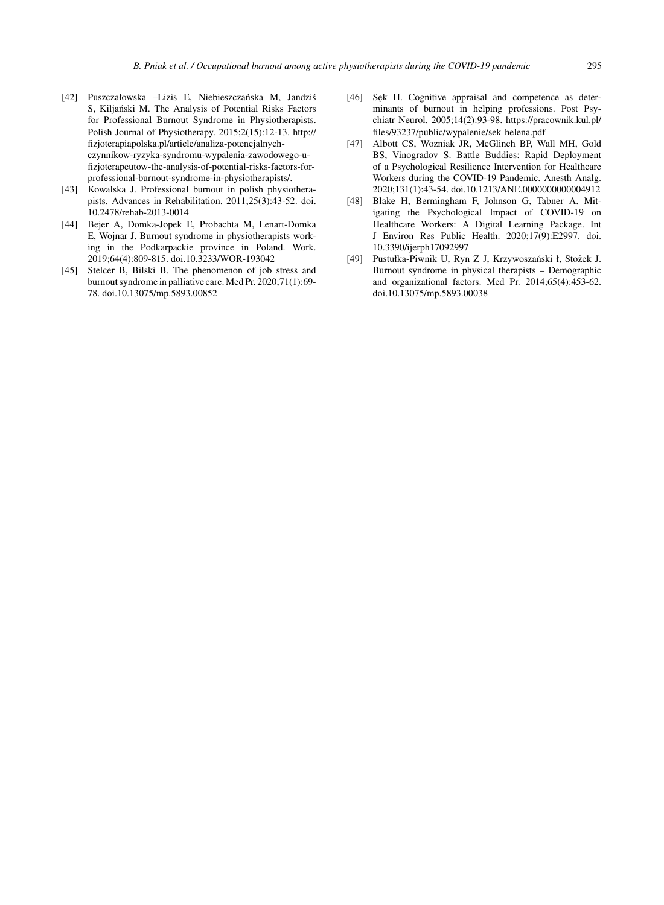[42] Puszczałowska –Lizis E, Niebieszczańska M, Jandziś S, Kiljański M. The Analysis of Potential Risks Factors for Professional Burnout Syndrome in Physiotherapists. Polish Journal of Physiotherapy. 2015;2(15):12-13. http://fizjoterapiapolska.pl/article/analiza-potencjalnych-czynnikow-ryzyka-syndromu-wypalenia-zawodowego-u-fizjoterapeutow-the-analysis-of-potential-risks-factors-for-professional-burnout-syndrome-in-physiotherapists/.

[43] Kowalska J. Professional burnout in polish physiotherapists. Advances in Rehabilitation. 2011;25(3):43-52. doi. 10.2478/rehab-2013-0014

[44] Bejer A, Domka-Jopek E, Probachta M, Lenart-Domka E, Wojnar J. Burnout syndrome in physiotherapists working in the Podkarpackie province in Poland. Work. 2019;64(4):809-815. doi.10.3233/WOR-193042

[45] Stelcer B, Bilski B. The phenomenon of job stress and burnout syndrome in palliative care. Med Pr. 2020;71(1):69-78. doi.10.13075/mp.5893.00852

[46] Sęk H. Cognitive appraisal and competence as determinants of burnout in helping professions. Post Psychiatr Neurol. 2005;14(2):93-98. https://pracownik.kul.pl/files/93237/public/wypalenie/sek_helena.pdf

[47] Albott CS, Wozniak JR, McGlinch BP, Wall MH, Gold BS, Vinogradov S. Battle Buddies: Rapid Deployment of a Psychological Resilience Intervention for Healthcare Workers during the COVID-19 Pandemic. Anesth Analg. 2020;131(1):43-54. doi.10.1213/ANE.0000000000004912

[48] Blake H, Bermingham F, Johnson G, Tabner A. Mitigating the Psychological Impact of COVID-19 on Healthcare Workers: A Digital Learning Package. Int J Environ Res Public Health. 2020;17(9):E2997. doi. 10.3390/ijerph17092997

[49] Pustułka-Piwnik U, Ryn Z J, Krzywoszański ł, Stożek J. Burnout syndrome in physical therapists – Demographic and organizational factors. Med Pr. 2014;65(4):453-62. doi.10.13075/mp.5893.00038